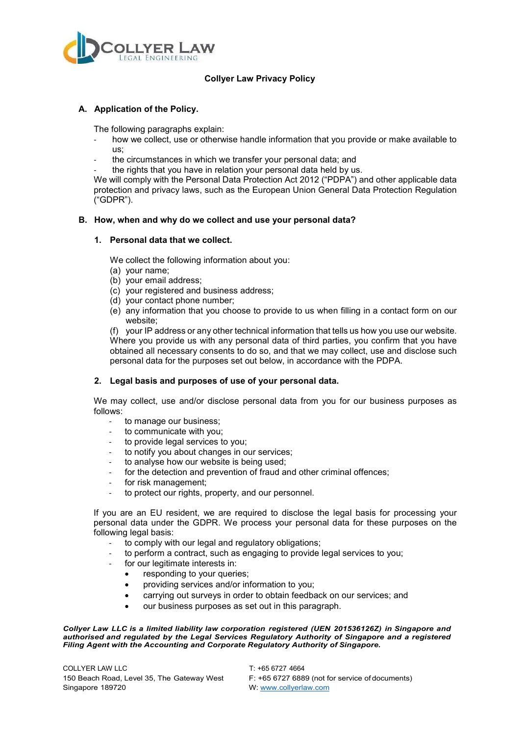# Collyer Law Privacy Policy

## A. Application of the Policy.

The following paragraphs explain:

- how we collect, use or otherwise handle information that you provide or make available to us;
- the circumstances in which we transfer your personal data; and
- the rights that you have in relation your personal data held by us.

We will comply with the Personal Data Protection Act 2012 ("PDPA") and other applicable data protection and privacy laws, such as the European Union General Data Protection Regulation ("GDPR").

## B. How, when and why do we collect and use your personal data?

### 1. Personal data that we collect.

We collect the following information about you:

(a) your name;
(b) your email address;
(c) your registered and business address;
(d) your contact phone number;
(e) any information that you choose to provide to us when filling in a contact form on our website;
(f) your IP address or any other technical information that tells us how you use our website.

Where you provide us with any personal data of third parties, you confirm that you have obtained all necessary consents to do so, and that we may collect, use and disclose such personal data for the purposes set out below, in accordance with the PDPA.

### 2. Legal basis and purposes of use of your personal data.

We may collect, use and/or disclose personal data from you for our business purposes as follows:

- to manage our business;
- to communicate with you;
- to provide legal services to you;
- to notify you about changes in our services;
- to analyse how our website is being used;
- for the detection and prevention of fraud and other criminal offences;
- for risk management;
- to protect our rights, property, and our personnel.

If you are an EU resident, we are required to disclose the legal basis for processing your personal data under the GDPR. We process your personal data for these purposes on the following legal basis:

- to comply with our legal and regulatory obligations;
- to perform a contract, such as engaging to provide legal services to you;
- for our legitimate interests in:
  - responding to your queries;
  - providing services and/or information to you;
  - carrying out surveys in order to obtain feedback on our services; and
  - our business purposes as set out in this paragraph.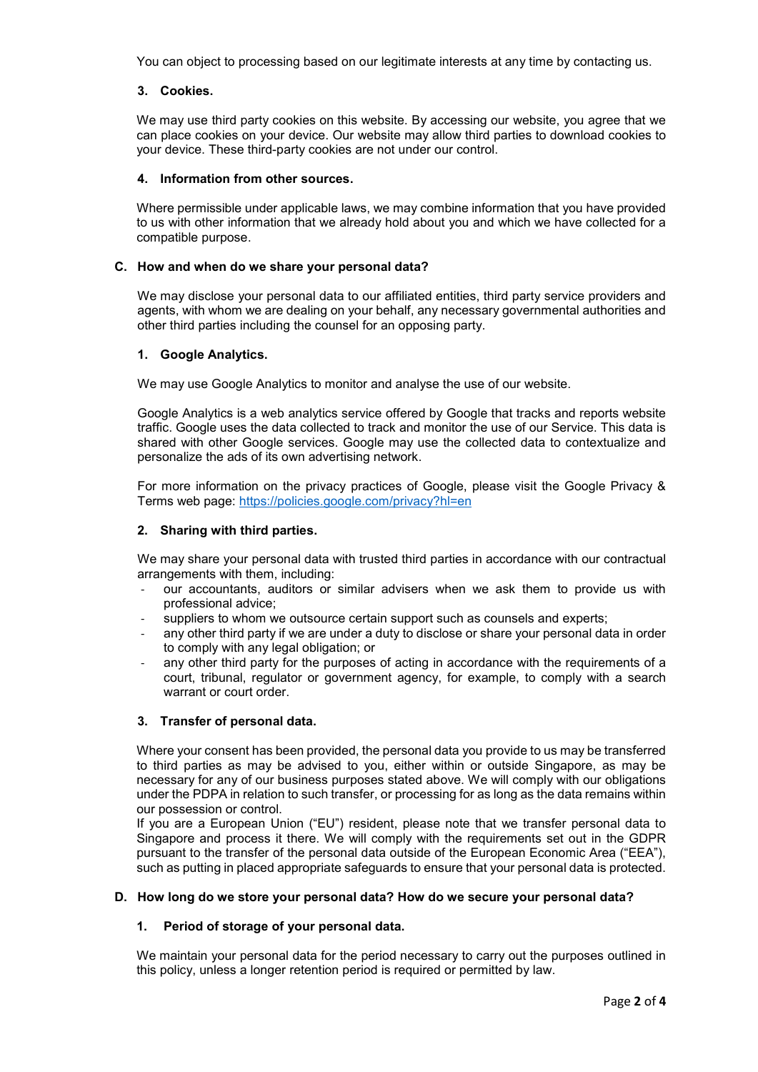You can object to processing based on our legitimate interests at any time by contacting us.

### 3. Cookies.

We may use third party cookies on this website. By accessing our website, you agree that we can place cookies on your device. Our website may allow third parties to download cookies to your device. These third-party cookies are not under our control.

### 4. Information from other sources.

Where permissible under applicable laws, we may combine information that you have provided to us with other information that we already hold about you and which we have collected for a compatible purpose.

## C. How and when do we share your personal data?

We may disclose your personal data to our affiliated entities, third party service providers and agents, with whom we are dealing on your behalf, any necessary governmental authorities and other third parties including the counsel for an opposing party.

### 1. Google Analytics.

We may use Google Analytics to monitor and analyse the use of our website.

Google Analytics is a web analytics service offered by Google that tracks and reports website traffic. Google uses the data collected to track and monitor the use of our Service. This data is shared with other Google services. Google may use the collected data to contextualize and personalize the ads of its own advertising network.

For more information on the privacy practices of Google, please visit the Google Privacy & Terms web page: [https://policies.google.com/privacy?hl=en](https://policies.google.com/privacy?hl=en)

### 2. Sharing with third parties.

We may share your personal data with trusted third parties in accordance with our contractual arrangements with them, including:

- our accountants, auditors or similar advisers when we ask them to provide us with professional advice;
- suppliers to whom we outsource certain support such as counsels and experts;
- any other third party if we are under a duty to disclose or share your personal data in order to comply with any legal obligation; or
- any other third party for the purposes of acting in accordance with the requirements of a court, tribunal, regulator or government agency, for example, to comply with a search warrant or court order.

### 3. Transfer of personal data.

Where your consent has been provided, the personal data you provide to us may be transferred to third parties as may be advised to you, either within or outside Singapore, as may be necessary for any of our business purposes stated above. We will comply with our obligations under the PDPA in relation to such transfer, or processing for as long as the data remains within our possession or control.
If you are a European Union ("EU") resident, please note that we transfer personal data to Singapore and process it there. We will comply with the requirements set out in the GDPR pursuant to the transfer of the personal data outside of the European Economic Area ("EEA"), such as putting in placed appropriate safeguards to ensure that your personal data is protected.

## D. How long do we store your personal data? How do we secure your personal data?

### 1. Period of storage of your personal data.

We maintain your personal data for the period necessary to carry out the purposes outlined in this policy, unless a longer retention period is required or permitted by law.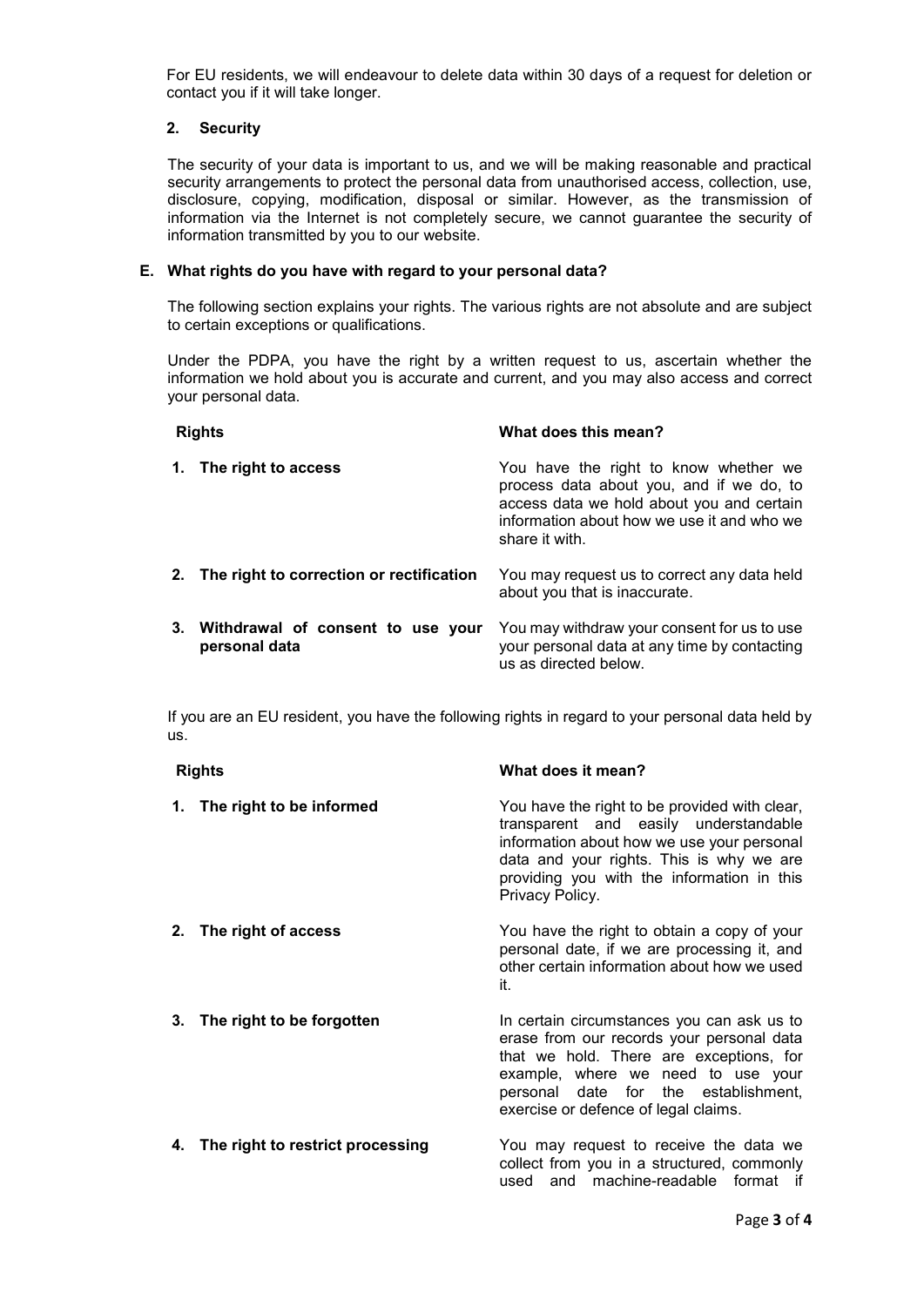For EU residents, we will endeavour to delete data within 30 days of a request for deletion or contact you if it will take longer.

**2. Security**

The security of your data is important to us, and we will be making reasonable and practical security arrangements to protect the personal data from unauthorised access, collection, use, disclosure, copying, modification, disposal or similar. However, as the transmission of information via the Internet is not completely secure, we cannot guarantee the security of information transmitted by you to our website.

**E. What rights do you have with regard to your personal data?**

The following section explains your rights. The various rights are not absolute and are subject to certain exceptions or qualifications.

Under the PDPA, you have the right by a written request to us, ascertain whether the information we hold about you is accurate and current, and you may also access and correct your personal data.

| Rights | What does this mean? |
| --- | --- |
| **1. The right to access** | You have the right to know whether we process data about you, and if we do, to access data we hold about you and certain information about how we use it and who we share it with. |
| **2. The right to correction or rectification** | You may request us to correct any data held about you that is inaccurate. |
| **3. Withdrawal of consent to use your personal data** | You may withdraw your consent for us to use your personal data at any time by contacting us as directed below. |

If you are an EU resident, you have the following rights in regard to your personal data held by us.

| Rights | What does it mean? |
| --- | --- |
| **1. The right to be informed** | You have the right to be provided with clear, transparent and easily understandable information about how we use your personal data and your rights. This is why we are providing you with the information in this Privacy Policy. |
| **2. The right of access** | You have the right to obtain a copy of your personal date, if we are processing it, and other certain information about how we used it. |
| **3. The right to be forgotten** | In certain circumstances you can ask us to erase from our records your personal data that we hold. There are exceptions, for example, where we need to use your personal date for the establishment, exercise or defence of legal claims. |
| **4. The right to restrict processing** | You may request to receive the data we collect from you in a structured, commonly used and machine-readable format if |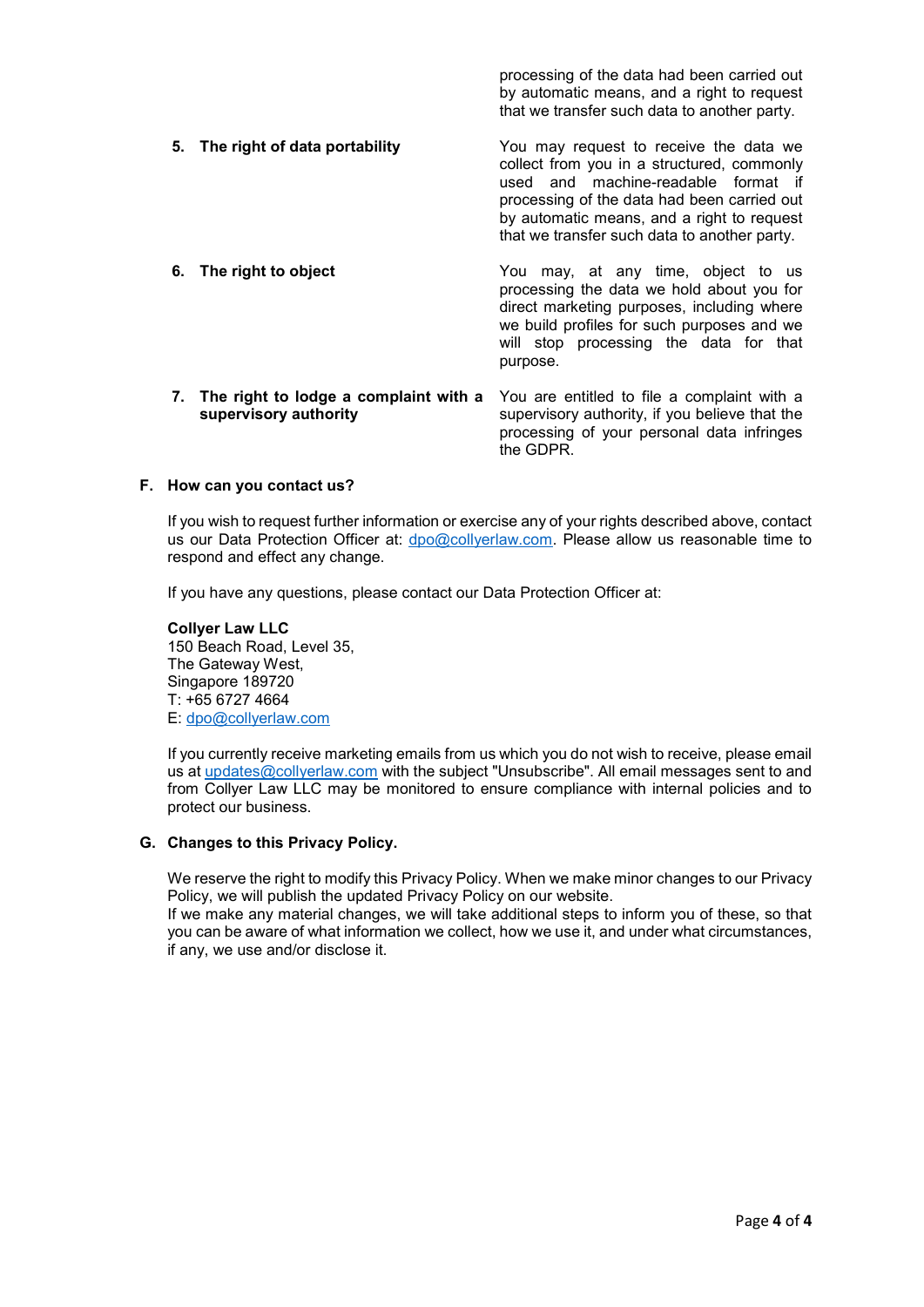| | |
|---|---|
| | processing of the data had been carried out by automatic means, and a right to request that we transfer such data to another party. |
| **5. The right of data portability** | You may request to receive the data we collect from you in a structured, commonly used and machine-readable format if processing of the data had been carried out by automatic means, and a right to request that we transfer such data to another party. |
| **6. The right to object** | You may, at any time, object to us processing the data we hold about you for direct marketing purposes, including where we build profiles for such purposes and we will stop processing the data for that purpose. |
| **7. The right to lodge a complaint with a supervisory authority** | You are entitled to file a complaint with a supervisory authority, if you believe that the processing of your personal data infringes the GDPR. |

## F. How can you contact us?

If you wish to request further information or exercise any of your rights described above, contact us our Data Protection Officer at: dpo@collyerlaw.com. Please allow us reasonable time to respond and effect any change.

If you have any questions, please contact our Data Protection Officer at:

**Collyer Law LLC**
150 Beach Road, Level 35,
The Gateway West,
Singapore 189720
T: +65 6727 4664
E: dpo@collyerlaw.com

If you currently receive marketing emails from us which you do not wish to receive, please email us at updates@collyerlaw.com with the subject "Unsubscribe". All email messages sent to and from Collyer Law LLC may be monitored to ensure compliance with internal policies and to protect our business.

## G. Changes to this Privacy Policy.

We reserve the right to modify this Privacy Policy. When we make minor changes to our Privacy Policy, we will publish the updated Privacy Policy on our website.
If we make any material changes, we will take additional steps to inform you of these, so that you can be aware of what information we collect, how we use it, and under what circumstances, if any, we use and/or disclose it.